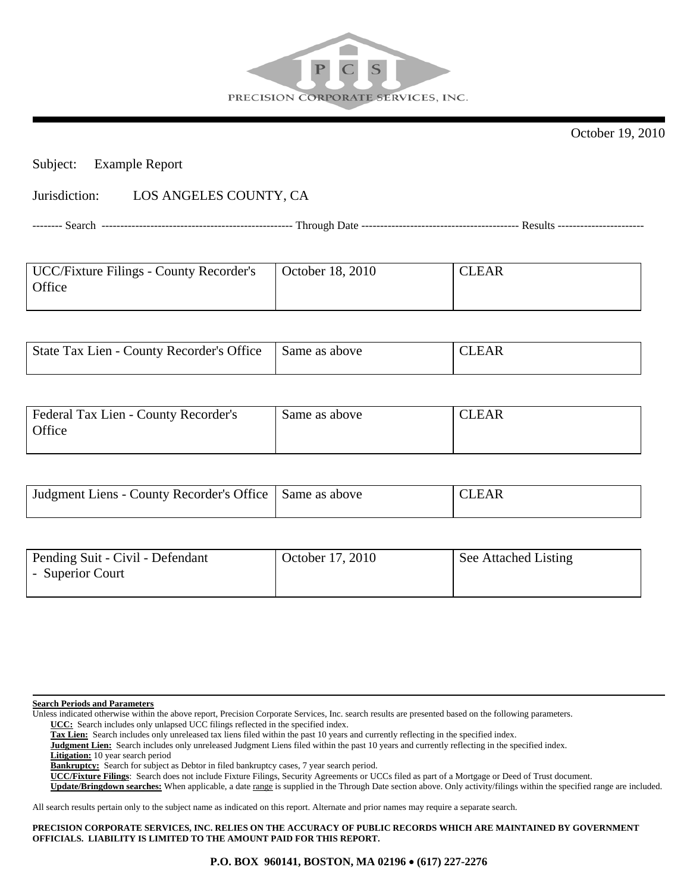PRECISION CORPORATE SERVICES, INC.

October 19, 2010

Subject: Example Report

Jurisdiction: LOS ANGELES COUNTY, CA

| Search | Through Date | Results |
|---|---|---|
| UCC/Fixture Filings - County Recorder's Office | October 18, 2010 | CLEAR |
| State Tax Lien - County Recorder's Office | Same as above | CLEAR |
| Federal Tax Lien - County Recorder's Office | Same as above | CLEAR |
| Judgment Liens - County Recorder's Office | Same as above | CLEAR |
| Pending Suit - Civil - Defendant - Superior Court | October 17, 2010 | See Attached Listing |

**Search Periods and Parameters**

Unless indicated otherwise within the above report, Precision Corporate Services, Inc. search results are presented based on the following parameters.

**UCC:** Search includes only unlapsed UCC filings reflected in the specified index.

**Tax Lien:** Search includes only unreleased tax liens filed within the past 10 years and currently reflecting in the specified index.

**Judgment Lien:** Search includes only unreleased Judgment Liens filed within the past 10 years and currently reflecting in the specified index.

**Litigation:** 10 year search period

**Bankruptcy:** Search for subject as Debtor in filed bankruptcy cases, 7 year search period.

**UCC/Fixture Filings**: Search does not include Fixture Filings, Security Agreements or UCCs filed as part of a Mortgage or Deed of Trust document.

**Update/Bringdown searches:** When applicable, a date range is supplied in the Through Date section above. Only activity/filings within the specified range are included.

All search results pertain only to the subject name as indicated on this report. Alternate and prior names may require a separate search.

**PRECISION CORPORATE SERVICES, INC. RELIES ON THE ACCURACY OF PUBLIC RECORDS WHICH ARE MAINTAINED BY GOVERNMENT OFFICIALS. LIABILITY IS LIMITED TO THE AMOUNT PAID FOR THIS REPORT.**

**P.O. BOX 960141, BOSTON, MA 02196 • (617) 227-2276**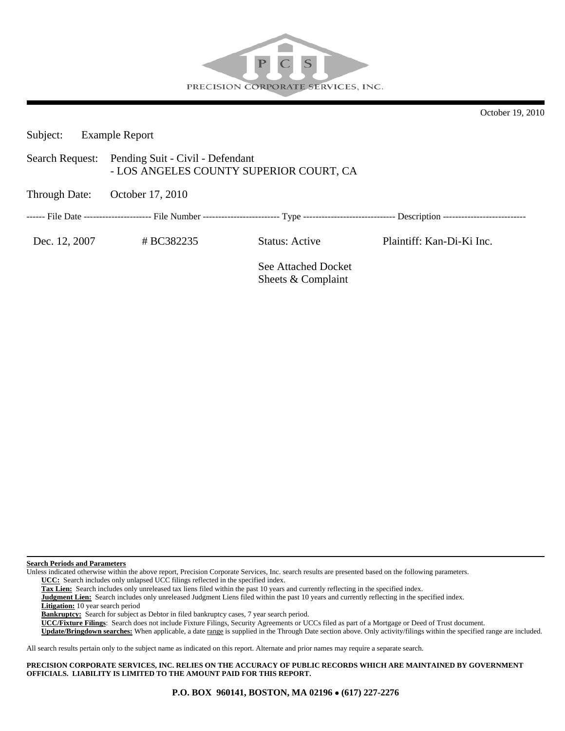PRECISION CORPORATE SERVICES, INC.

October 19, 2010

Subject: Example Report

Search Request: Pending Suit - Civil - Defendant
- LOS ANGELES COUNTY SUPERIOR COURT, CA

Through Date: October 17, 2010

| File Date | File Number | Type | Description |
| --- | --- | --- | --- |
| Dec. 12, 2007 | # BC382235 | Status: Active<br><br>See Attached Docket Sheets & Complaint | Plaintiff: Kan-Di-Ki Inc. |

**Search Periods and Parameters**

Unless indicated otherwise within the above report, Precision Corporate Services, Inc. search results are presented based on the following parameters.

**UCC:** Search includes only unlapsed UCC filings reflected in the specified index.
**Tax Lien:** Search includes only unreleased tax liens filed within the past 10 years and currently reflecting in the specified index.
**Judgment Lien:** Search includes only unreleased Judgment Liens filed within the past 10 years and currently reflecting in the specified index.
**Litigation:** 10 year search period
**Bankruptcy:** Search for subject as Debtor in filed bankruptcy cases, 7 year search period.
**UCC/Fixture Filings**: Search does not include Fixture Filings, Security Agreements or UCCs filed as part of a Mortgage or Deed of Trust document.
**Update/Bringdown searches:** When applicable, a date range is supplied in the Through Date section above. Only activity/filings within the specified range are included.

All search results pertain only to the subject name as indicated on this report. Alternate and prior names may require a separate search.

**PRECISION CORPORATE SERVICES, INC. RELIES ON THE ACCURACY OF PUBLIC RECORDS WHICH ARE MAINTAINED BY GOVERNMENT OFFICIALS. LIABILITY IS LIMITED TO THE AMOUNT PAID FOR THIS REPORT.**

**P.O. BOX 960141, BOSTON, MA 02196 • (617) 227-2276**